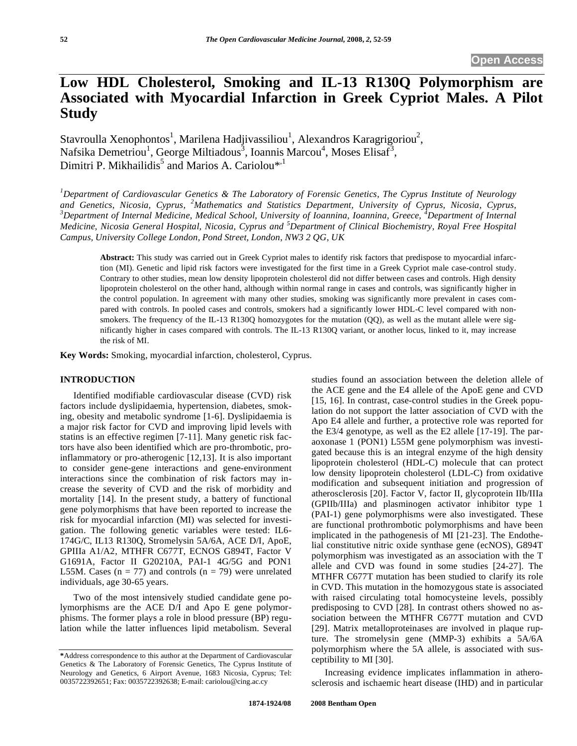Open Access

# Low HDL Cholesterol, Smoking and IL-13 R130Q Polymorphism are Associated with Myocardial Infarction in Greek Cypriot Males. A Pilot Study

Stavroulla Xenophontos[1], Marilena Hadjivassiliou[1], Alexandros Karagrigoriou[2], Nafsika Demetriou[1], George Miltiadous[3], Ioannis Marcou[4], Moses Elisaf[3], Dimitri P. Mikhailidis[5] and Marios A. Cariolou*[,1]

*[1]Department of Cardiovascular Genetics & The Laboratory of Forensic Genetics, The Cyprus Institute of Neurology and Genetics, Nicosia, Cyprus, [2]Mathematics and Statistics Department, University of Cyprus, Nicosia, Cyprus, [3]Department of Internal Medicine, Medical School, University of Ioannina, Ioannina, Greece, [4]Department of Internal Medicine, Nicosia General Hospital, Nicosia, Cyprus and [5]Department of Clinical Biochemistry, Royal Free Hospital Campus, University College London, Pond Street, London, NW3 2 QG, UK*

**Abstract:** This study was carried out in Greek Cypriot males to identify risk factors that predispose to myocardial infarction (MI). Genetic and lipid risk factors were investigated for the first time in a Greek Cypriot male case-control study. Contrary to other studies, mean low density lipoprotein cholesterol did not differ between cases and controls. High density lipoprotein cholesterol on the other hand, although within normal range in cases and controls, was significantly higher in the control population. In agreement with many other studies, smoking was significantly more prevalent in cases compared with controls. In pooled cases and controls, smokers had a significantly lower HDL-C level compared with non-smokers. The frequency of the IL-13 R130Q homozygotes for the mutation (QQ), as well as the mutant allele were significantly higher in cases compared with controls. The IL-13 R130Q variant, or another locus, linked to it, may increase the risk of MI.

**Key Words:** Smoking, myocardial infarction, cholesterol, Cyprus.

## INTRODUCTION

Identified modifiable cardiovascular disease (CVD) risk factors include dyslipidaemia, hypertension, diabetes, smoking, obesity and metabolic syndrome [1-6]. Dyslipidaemia is a major risk factor for CVD and improving lipid levels with statins is an effective regimen [7-11]. Many genetic risk factors have also been identified which are pro-thrombotic, pro-inflammatory or pro-atherogenic [12,13]. It is also important to consider gene-gene interactions and gene-environment interactions since the combination of risk factors may increase the severity of CVD and the risk of morbidity and mortality [14]. In the present study, a battery of functional gene polymorphisms that have been reported to increase the risk for myocardial infarction (MI) was selected for investigation. The following genetic variables were tested: IL6-174G/C, IL13 R130Q, Stromelysin 5A/6A, ACE D/I, ApoE, GPIIIa A1/A2, MTHFR C677T, ECNOS G894T, Factor V G1691A, Factor II G20210A, PAI-1 4G/5G and PON1 L55M. Cases (n = 77) and controls (n = 79) were unrelated individuals, age 30-65 years.

Two of the most intensively studied candidate gene polymorphisms are the ACE D/I and Apo E gene polymorphisms. The former plays a role in blood pressure (BP) regulation while the latter influences lipid metabolism. Several studies found an association between the deletion allele of the ACE gene and the E4 allele of the ApoE gene and CVD [15, 16]. In contrast, case-control studies in the Greek population do not support the latter association of CVD with the Apo E4 allele and further, a protective role was reported for the E3/4 genotype, as well as the E2 allele [17-19]. The paraoxonase 1 (PON1) L55M gene polymorphism was investigated because this is an integral enzyme of the high density lipoprotein cholesterol (HDL-C) molecule that can protect low density lipoprotein cholesterol (LDL-C) from oxidative modification and subsequent initiation and progression of atherosclerosis [20]. Factor V, factor II, glycoprotein IIb/IIIa (GPIIb/IIIa) and plasminogen activator inhibitor type 1 (PAI-1) gene polymorphisms were also investigated. These are functional prothrombotic polymorphisms and have been implicated in the pathogenesis of MI [21-23]. The Endothelial constitutive nitric oxide synthase gene (ecNOS), G894T polymorphism was investigated as an association with the T allele and CVD was found in some studies [24-27]. The MTHFR C677T mutation has been studied to clarify its role in CVD. This mutation in the homozygous state is associated with raised circulating total homocysteine levels, possibly predisposing to CVD [28]. In contrast others showed no association between the MTHFR C677T mutation and CVD [29]. Matrix metalloproteinases are involved in plaque rupture. The stromelysin gene (MMP-3) exhibits a 5A/6A polymorphism where the 5A allele, is associated with susceptibility to MI [30].

Increasing evidence implicates inflammation in atherosclerosis and ischaemic heart disease (IHD) and in particular

*Address correspondence to this author at the Department of Cardiovascular Genetics & The Laboratory of Forensic Genetics, The Cyprus Institute of Neurology and Genetics, 6 Airport Avenue, 1683 Nicosia, Cyprus; Tel: 0035722392651; Fax: 0035722392638; E-mail: cariolou@cing.ac.cy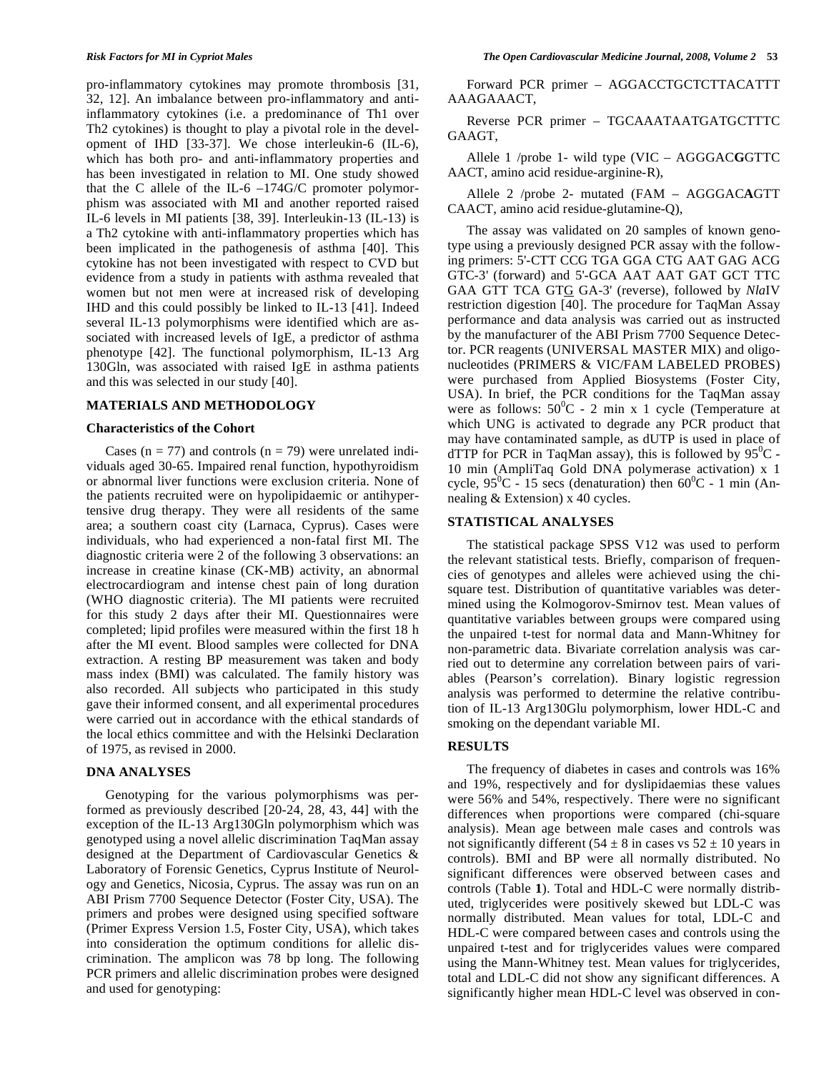pro-inflammatory cytokines may promote thrombosis [31, 32, 12]. An imbalance between pro-inflammatory and anti-inflammatory cytokines (i.e. a predominance of Th1 over Th2 cytokines) is thought to play a pivotal role in the development of IHD [33-37]. We chose interleukin-6 (IL-6), which has both pro- and anti-inflammatory properties and has been investigated in relation to MI. One study showed that the C allele of the IL-6 –174G/C promoter polymorphism was associated with MI and another reported raised IL-6 levels in MI patients [38, 39]. Interleukin-13 (IL-13) is a Th2 cytokine with anti-inflammatory properties which has been implicated in the pathogenesis of asthma [40]. This cytokine has not been investigated with respect to CVD but evidence from a study in patients with asthma revealed that women but not men were at increased risk of developing IHD and this could possibly be linked to IL-13 [41]. Indeed several IL-13 polymorphisms were identified which are associated with increased levels of IgE, a predictor of asthma phenotype [42]. The functional polymorphism, IL-13 Arg 130Gln, was associated with raised IgE in asthma patients and this was selected in our study [40].

## MATERIALS AND METHODOLOGY

### Characteristics of the Cohort

Cases (n = 77) and controls (n = 79) were unrelated individuals aged 30-65. Impaired renal function, hypothyroidism or abnormal liver functions were exclusion criteria. None of the patients recruited were on hypolipidaemic or antihypertensive drug therapy. They were all residents of the same area; a southern coast city (Larnaca, Cyprus). Cases were individuals, who had experienced a non-fatal first MI. The diagnostic criteria were 2 of the following 3 observations: an increase in creatine kinase (CK-MB) activity, an abnormal electrocardiogram and intense chest pain of long duration (WHO diagnostic criteria). The MI patients were recruited for this study 2 days after their MI. Questionnaires were completed; lipid profiles were measured within the first 18 h after the MI event. Blood samples were collected for DNA extraction. A resting BP measurement was taken and body mass index (BMI) was calculated. The family history was also recorded. All subjects who participated in this study gave their informed consent, and all experimental procedures were carried out in accordance with the ethical standards of the local ethics committee and with the Helsinki Declaration of 1975, as revised in 2000.

## DNA ANALYSES

Genotyping for the various polymorphisms was performed as previously described [20-24, 28, 43, 44] with the exception of the IL-13 Arg130Gln polymorphism which was genotyped using a novel allelic discrimination TaqMan assay designed at the Department of Cardiovascular Genetics & Laboratory of Forensic Genetics, Cyprus Institute of Neurology and Genetics, Nicosia, Cyprus. The assay was run on an ABI Prism 7700 Sequence Detector (Foster City, USA). The primers and probes were designed using specified software (Primer Express Version 1.5, Foster City, USA), which takes into consideration the optimum conditions for allelic discrimination. The amplicon was 78 bp long. The following PCR primers and allelic discrimination probes were designed and used for genotyping:

Forward PCR primer – AGGACCTGCTCTTACATTT AAAGAAACT,

Reverse PCR primer – TGCAAATAATGATGCTTTC GAAGT,

Allele 1 /probe 1- wild type (VIC – AGGGAC**G**GTTC AACT, amino acid residue-arginine-R),

Allele 2 /probe 2- mutated (FAM – AGGGAC**A**GTT CAACT, amino acid residue-glutamine-Q),

The assay was validated on 20 samples of known genotype using a previously designed PCR assay with the following primers: 5'-CTT CCG TGA GGA CTG AAT GAG ACG GTC-3' (forward) and 5'-GCA AAT AAT GAT GCT TTC GAA GTT TCA GTG GA-3' (reverse), followed by *Nla*IV restriction digestion [40]. The procedure for TaqMan Assay performance and data analysis was carried out as instructed by the manufacturer of the ABI Prism 7700 Sequence Detector. PCR reagents (UNIVERSAL MASTER MIX) and oligonucleotides (PRIMERS & VIC/FAM LABELED PROBES) were purchased from Applied Biosystems (Foster City, USA). In brief, the PCR conditions for the TaqMan assay were as follows: $50^0$C - 2 min x 1 cycle (Temperature at which UNG is activated to degrade any PCR product that may have contaminated sample, as dUTP is used in place of dTTP for PCR in TaqMan assay), this is followed by $95^0$C - 10 min (AmpliTaq Gold DNA polymerase activation) x 1 cycle, $95^0$C - 15 secs (denaturation) then $60^0$C - 1 min (Annealing & Extension) x 40 cycles.

## STATISTICAL ANALYSES

The statistical package SPSS V12 was used to perform the relevant statistical tests. Briefly, comparison of frequencies of genotypes and alleles were achieved using the chi-square test. Distribution of quantitative variables was determined using the Kolmogorov-Smirnov test. Mean values of quantitative variables between groups were compared using the unpaired t-test for normal data and Mann-Whitney for non-parametric data. Bivariate correlation analysis was carried out to determine any correlation between pairs of variables (Pearson's correlation). Binary logistic regression analysis was performed to determine the relative contribution of IL-13 Arg130Glu polymorphism, lower HDL-C and smoking on the dependant variable MI.

## RESULTS

The frequency of diabetes in cases and controls was 16% and 19%, respectively and for dyslipidaemias these values were 56% and 54%, respectively. There were no significant differences when proportions were compared (chi-square analysis). Mean age between male cases and controls was not significantly different (54 ± 8 in cases vs 52 ± 10 years in controls). BMI and BP were all normally distributed. No significant differences were observed between cases and controls (Table **1**). Total and HDL-C were normally distributed, triglycerides were positively skewed but LDL-C was normally distributed. Mean values for total, LDL-C and HDL-C were compared between cases and controls using the unpaired t-test and for triglycerides values were compared using the Mann-Whitney test. Mean values for triglycerides, total and LDL-C did not show any significant differences. A significantly higher mean HDL-C level was observed in con-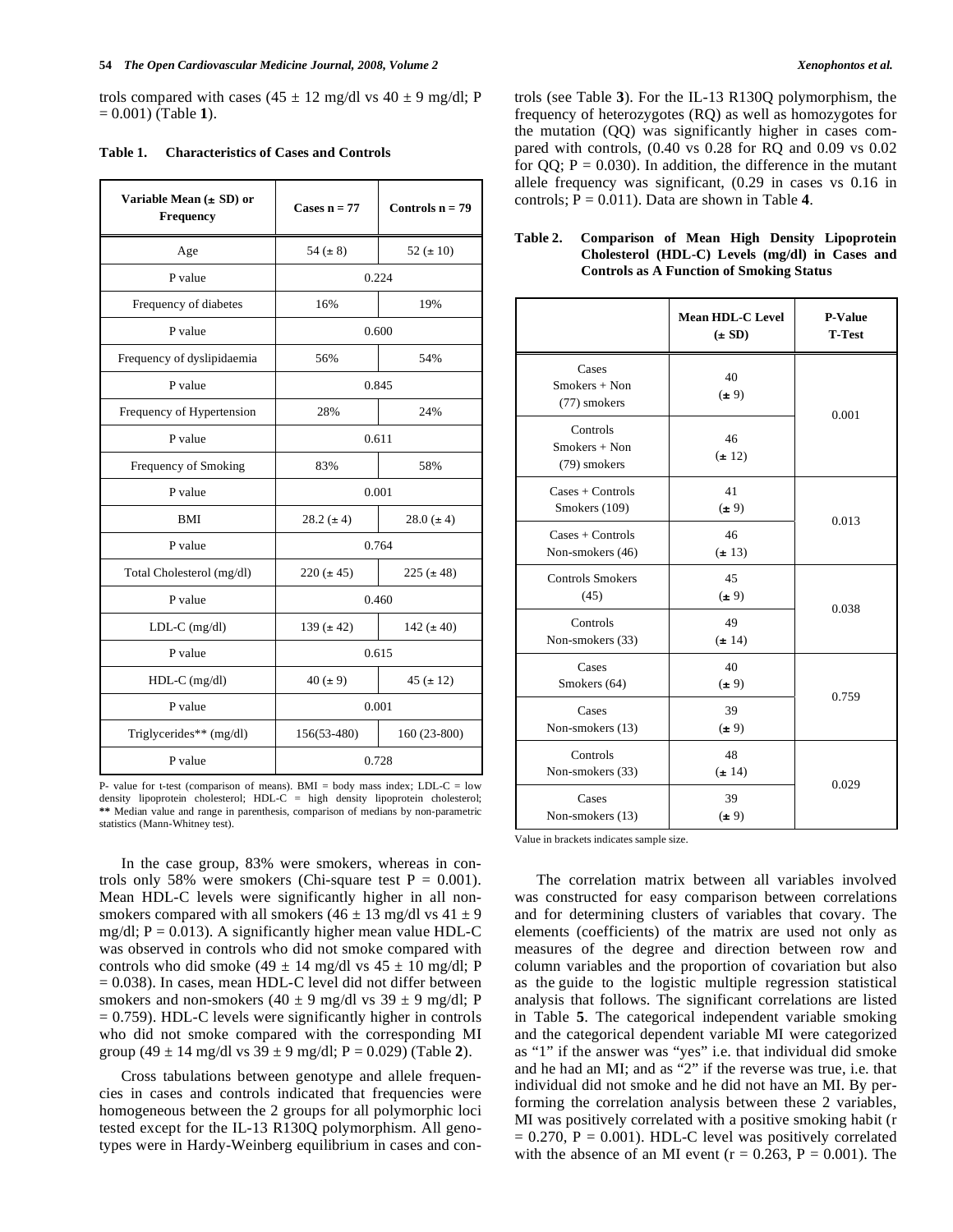trols compared with cases (45 ± 12 mg/dl vs 40 ± 9 mg/dl; P = 0.001) (Table **1**).

**Table 1. Characteristics of Cases and Controls**

| Variable Mean (± SD) or Frequency | Cases n = 77 | Controls n = 79 |
|---|---|---|
| Age | 54 (± 8) | 52 (± 10) |
| P value | 0.224 | |
| Frequency of diabetes | 16% | 19% |
| P value | 0.600 | |
| Frequency of dyslipidaemia | 56% | 54% |
| P value | 0.845 | |
| Frequency of Hypertension | 28% | 24% |
| P value | 0.611 | |
| Frequency of Smoking | 83% | 58% |
| P value | 0.001 | |
| BMI | 28.2 (± 4) | 28.0 (± 4) |
| P value | 0.764 | |
| Total Cholesterol (mg/dl) | 220 (± 45) | 225 (± 48) |
| P value | 0.460 | |
| LDL-C (mg/dl) | 139 (± 42) | 142 (± 40) |
| P value | 0.615 | |
| HDL-C (mg/dl) | 40 (± 9) | 45 (± 12) |
| P value | 0.001 | |
| Triglycerides** (mg/dl) | 156(53-480) | 160 (23-800) |
| P value | 0.728 | |

P- value for t-test (comparison of means). BMI = body mass index; LDL-C = low density lipoprotein cholesterol; HDL-C = high density lipoprotein cholesterol; ** Median value and range in parenthesis, comparison of medians by non-parametric statistics (Mann-Whitney test).

In the case group, 83% were smokers, whereas in controls only 58% were smokers (Chi-square test P = 0.001). Mean HDL-C levels were significantly higher in all non-smokers compared with all smokers (46 ± 13 mg/dl vs 41 ± 9 mg/dl; P = 0.013). A significantly higher mean value HDL-C was observed in controls who did not smoke compared with controls who did smoke (49 ± 14 mg/dl vs 45 ± 10 mg/dl; P = 0.038). In cases, mean HDL-C level did not differ between smokers and non-smokers (40 ± 9 mg/dl vs 39 ± 9 mg/dl; P = 0.759). HDL-C levels were significantly higher in controls who did not smoke compared with the corresponding MI group (49 ± 14 mg/dl vs 39 ± 9 mg/dl; P = 0.029) (Table **2**).

Cross tabulations between genotype and allele frequencies in cases and controls indicated that frequencies were homogeneous between the 2 groups for all polymorphic loci tested except for the IL-13 R130Q polymorphism. All genotypes were in Hardy-Weinberg equilibrium in cases and controls (see Table **3**). For the IL-13 R130Q polymorphism, the frequency of heterozygotes (RQ) as well as homozygotes for the mutation (QQ) was significantly higher in cases compared with controls, (0.40 vs 0.28 for RQ and 0.09 vs 0.02 for QQ; P = 0.030). In addition, the difference in the mutant allele frequency was significant, (0.29 in cases vs 0.16 in controls; P = 0.011). Data are shown in Table **4**.

**Table 2. Comparison of Mean High Density Lipoprotein Cholesterol (HDL-C) Levels (mg/dl) in Cases and Controls as A Function of Smoking Status**

| | Mean HDL-C Level (± SD) | P-Value T-Test |
|---|---|---|
| Cases Smokers + Non (77) smokers | 40 (± 9) | 0.001 |
| Controls Smokers + Non (79) smokers | 46 (± 12) | |
| Cases + Controls Smokers (109) | 41 (± 9) | 0.013 |
| Cases + Controls Non-smokers (46) | 46 (± 13) | |
| Controls Smokers (45) | 45 (± 9) | 0.038 |
| Controls Non-smokers (33) | 49 (± 14) | |
| Cases Smokers (64) | 40 (± 9) | 0.759 |
| Cases Non-smokers (13) | 39 (± 9) | |
| Controls Non-smokers (33) | 48 (± 14) | 0.029 |
| Cases Non-smokers (13) | 39 (± 9) | |

Value in brackets indicates sample size.

The correlation matrix between all variables involved was constructed for easy comparison between correlations and for determining clusters of variables that covary. The elements (coefficients) of the matrix are used not only as measures of the degree and direction between row and column variables and the proportion of covariation but also as the guide to the logistic multiple regression statistical analysis that follows. The significant correlations are listed in Table **5**. The categorical independent variable smoking and the categorical dependent variable MI were categorized as "1" if the answer was "yes" i.e. that individual did smoke and he had an MI; and as "2" if the reverse was true, i.e. that individual did not smoke and he did not have an MI. By performing the correlation analysis between these 2 variables, MI was positively correlated with a positive smoking habit (r = 0.270, P = 0.001). HDL-C level was positively correlated with the absence of an MI event (r = 0.263, P = 0.001). The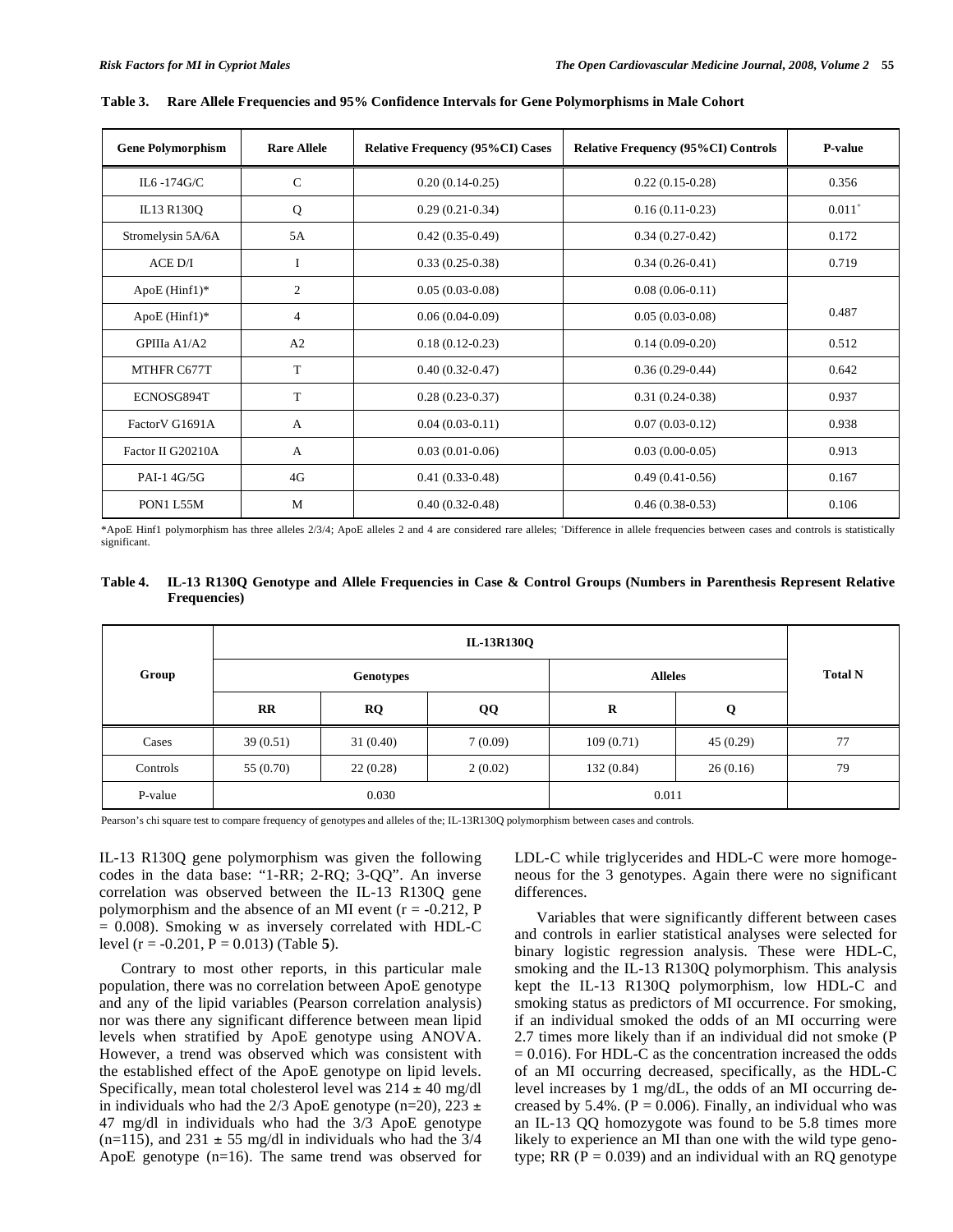**Table 3. Rare Allele Frequencies and 95% Confidence Intervals for Gene Polymorphisms in Male Cohort**

| Gene Polymorphism | Rare Allele | Relative Frequency (95%CI) Cases | Relative Frequency (95%CI) Controls | P-value |
|---|---|---|---|---|
| IL6 -174G/C | C | 0.20 (0.14-0.25) | 0.22 (0.15-0.28) | 0.356 |
| IL13 R130Q | Q | 0.29 (0.21-0.34) | 0.16 (0.11-0.23) | 0.011[+] |
| Stromelysin 5A/6A | 5A | 0.42 (0.35-0.49) | 0.34 (0.27-0.42) | 0.172 |
| ACE D/I | I | 0.33 (0.25-0.38) | 0.34 (0.26-0.41) | 0.719 |
| ApoE (Hinf1)* | 2 | 0.05 (0.03-0.08) | 0.08 (0.06-0.11) | 0.487 |
| ApoE (Hinf1)* | 4 | 0.06 (0.04-0.09) | 0.05 (0.03-0.08) | |
| GPIIIa A1/A2 | A2 | 0.18 (0.12-0.23) | 0.14 (0.09-0.20) | 0.512 |
| MTHFR C677T | T | 0.40 (0.32-0.47) | 0.36 (0.29-0.44) | 0.642 |
| ECNOSG894T | T | 0.28 (0.23-0.37) | 0.31 (0.24-0.38) | 0.937 |
| FactorV G1691A | A | 0.04 (0.03-0.11) | 0.07 (0.03-0.12) | 0.938 |
| Factor II G20210A | A | 0.03 (0.01-0.06) | 0.03 (0.00-0.05) | 0.913 |
| PAI-1 4G/5G | 4G | 0.41 (0.33-0.48) | 0.49 (0.41-0.56) | 0.167 |
| PON1 L55M | M | 0.40 (0.32-0.48) | 0.46 (0.38-0.53) | 0.106 |

*ApoE Hinf1 polymorphism has three alleles 2/3/4; ApoE alleles 2 and 4 are considered rare alleles; [+]Difference in allele frequencies between cases and controls is statistically significant.

**Table 4. IL-13 R130Q Genotype and Allele Frequencies in Case & Control Groups (Numbers in Parenthesis Represent Relative Frequencies)**

| Group | IL-13R130Q | | | | | Total N |
|---|---|---|---|---|---|---|
| | Genotypes | | | Alleles | | |
| | RR | RQ | QQ | R | Q | |
| Cases | 39 (0.51) | 31 (0.40) | 7 (0.09) | 109 (0.71) | 45 (0.29) | 77 |
| Controls | 55 (0.70) | 22 (0.28) | 2 (0.02) | 132 (0.84) | 26 (0.16) | 79 |
| P-value | 0.030 | | | 0.011 | | |

Pearson's chi square test to compare frequency of genotypes and alleles of the; IL-13R130Q polymorphism between cases and controls.

IL-13 R130Q gene polymorphism was given the following codes in the data base: "1-RR; 2-RQ; 3-QQ". An inverse correlation was observed between the IL-13 R130Q gene polymorphism and the absence of an MI event ($r = -0.212$, $P = 0.008$). Smoking w as inversely correlated with HDL-C level ($r = -0.201$, $P = 0.013$) (Table **5**).

Contrary to most other reports, in this particular male population, there was no correlation between ApoE genotype and any of the lipid variables (Pearson correlation analysis) nor was there any significant difference between mean lipid levels when stratified by ApoE genotype using ANOVA. However, a trend was observed which was consistent with the established effect of the ApoE genotype on lipid levels. Specifically, mean total cholesterol level was $214 \pm 40$ mg/dl in individuals who had the 2/3 ApoE genotype (n=20), $223 \pm 47$ mg/dl in individuals who had the 3/3 ApoE genotype (n=115), and $231 \pm 55$ mg/dl in individuals who had the 3/4 ApoE genotype (n=16). The same trend was observed for LDL-C while triglycerides and HDL-C were more homogeneous for the 3 genotypes. Again there were no significant differences.

Variables that were significantly different between cases and controls in earlier statistical analyses were selected for binary logistic regression analysis. These were HDL-C, smoking and the IL-13 R130Q polymorphism. This analysis kept the IL-13 R130Q polymorphism, low HDL-C and smoking status as predictors of MI occurrence. For smoking, if an individual smoked the odds of an MI occurring were 2.7 times more likely than if an individual did not smoke ($P = 0.016$). For HDL-C as the concentration increased the odds of an MI occurring decreased, specifically, as the HDL-C level increases by 1 mg/dL, the odds of an MI occurring decreased by 5.4%. ($P = 0.006$). Finally, an individual who was an IL-13 QQ homozygote was found to be 5.8 times more likely to experience an MI than one with the wild type genotype; RR ($P = 0.039$) and an individual with an RQ genotype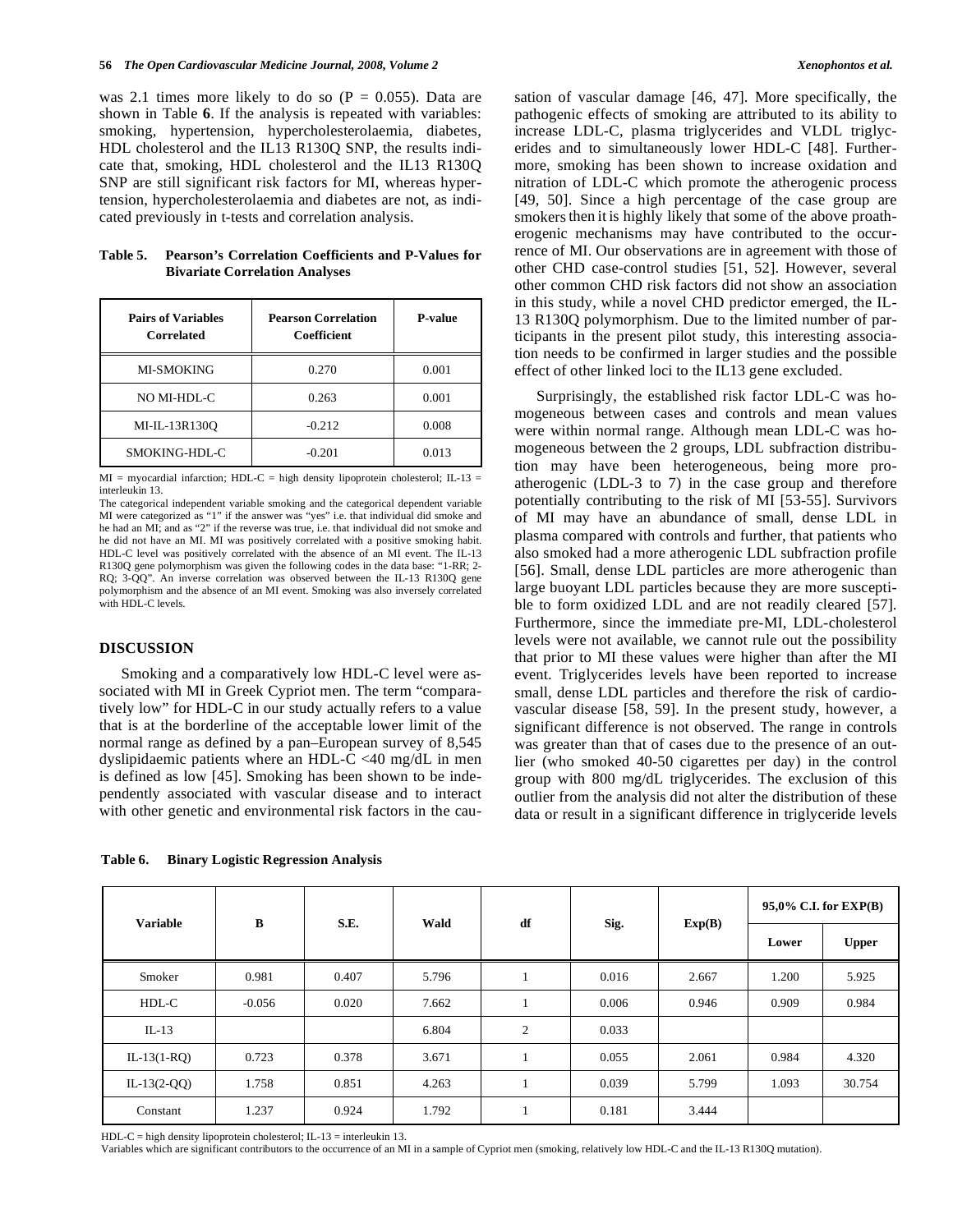was 2.1 times more likely to do so (P = 0.055). Data are shown in Table **6**. If the analysis is repeated with variables: smoking, hypertension, hypercholesterolaemia, diabetes, HDL cholesterol and the IL13 R130Q SNP, the results indicate that, smoking, HDL cholesterol and the IL13 R130Q SNP are still significant risk factors for MI, whereas hypertension, hypercholesterolaemia and diabetes are not, as indicated previously in t-tests and correlation analysis.

**Table 5. Pearson's Correlation Coefficients and P-Values for Bivariate Correlation Analyses**

| Pairs of Variables Correlated | Pearson Correlation Coefficient | P-value |
|---|---|---|
| MI-SMOKING | 0.270 | 0.001 |
| NO MI-HDL-C | 0.263 | 0.001 |
| MI-IL-13R130Q | -0.212 | 0.008 |
| SMOKING-HDL-C | -0.201 | 0.013 |

MI = myocardial infarction; HDL-C = high density lipoprotein cholesterol; IL-13 = interleukin 13.

The categorical independent variable smoking and the categorical dependent variable MI were categorized as "1" if the answer was "yes" i.e. that individual did smoke and he had an MI; and as "2" if the reverse was true, i.e. that individual did not smoke and he did not have an MI. MI was positively correlated with a positive smoking habit. HDL-C level was positively correlated with the absence of an MI event. The IL-13 R130Q gene polymorphism was given the following codes in the data base: "1-RR; 2-RQ; 3-QQ". An inverse correlation was observed between the IL-13 R130Q gene polymorphism and the absence of an MI event. Smoking was also inversely correlated with HDL-C levels.

## DISCUSSION

Smoking and a comparatively low HDL-C level were associated with MI in Greek Cypriot men. The term "comparatively low" for HDL-C in our study actually refers to a value that is at the borderline of the acceptable lower limit of the normal range as defined by a pan–European survey of 8,545 dyslipidaemic patients where an HDL-C <40 mg/dL in men is defined as low [45]. Smoking has been shown to be independently associated with vascular disease and to interact with other genetic and environmental risk factors in the causation of vascular damage [46, 47]. More specifically, the pathogenic effects of smoking are attributed to its ability to increase LDL-C, plasma triglycerides and VLDL triglycerides and to simultaneously lower HDL-C [48]. Furthermore, smoking has been shown to increase oxidation and nitration of LDL-C which promote the atherogenic process [49, 50]. Since a high percentage of the case group are smokers then it is highly likely that some of the above proatherogenic mechanisms may have contributed to the occurrence of MI. Our observations are in agreement with those of other CHD case-control studies [51, 52]. However, several other common CHD risk factors did not show an association in this study, while a novel CHD predictor emerged, the IL-13 R130Q polymorphism. Due to the limited number of participants in the present pilot study, this interesting association needs to be confirmed in larger studies and the possible effect of other linked loci to the IL13 gene excluded.

Surprisingly, the established risk factor LDL-C was homogeneous between cases and controls and mean values were within normal range. Although mean LDL-C was homogeneous between the 2 groups, LDL subfraction distribution may have been heterogeneous, being more pro-atherogenic (LDL-3 to 7) in the case group and therefore potentially contributing to the risk of MI [53-55]. Survivors of MI may have an abundance of small, dense LDL in plasma compared with controls and further, that patients who also smoked had a more atherogenic LDL subfraction profile [56]. Small, dense LDL particles are more atherogenic than large buoyant LDL particles because they are more susceptible to form oxidized LDL and are not readily cleared [57]. Furthermore, since the immediate pre-MI, LDL-cholesterol levels were not available, we cannot rule out the possibility that prior to MI these values were higher than after the MI event. Triglycerides levels have been reported to increase small, dense LDL particles and therefore the risk of cardiovascular disease [58, 59]. In the present study, however, a significant difference is not observed. The range in controls was greater than that of cases due to the presence of an outlier (who smoked 40-50 cigarettes per day) in the control group with 800 mg/dL triglycerides. The exclusion of this outlier from the analysis did not alter the distribution of these data or result in a significant difference in triglyceride levels

**Table 6. Binary Logistic Regression Analysis**

| Variable | B | S.E. | Wald | df | Sig. | Exp(B) | 95,0% C.I. for EXP(B) | |
|---|---|---|---|---|---|---|---|---|
| | | | | | | | Lower | Upper |
| Smoker | 0.981 | 0.407 | 5.796 | 1 | 0.016 | 2.667 | 1.200 | 5.925 |
| HDL-C | -0.056 | 0.020 | 7.662 | 1 | 0.006 | 0.946 | 0.909 | 0.984 |
| IL-13 | | | 6.804 | 2 | 0.033 | | | |
| IL-13(1-RQ) | 0.723 | 0.378 | 3.671 | 1 | 0.055 | 2.061 | 0.984 | 4.320 |
| IL-13(2-QQ) | 1.758 | 0.851 | 4.263 | 1 | 0.039 | 5.799 | 1.093 | 30.754 |
| Constant | 1.237 | 0.924 | 1.792 | 1 | 0.181 | 3.444 | | |

HDL-C = high density lipoprotein cholesterol; IL-13 = interleukin 13.

Variables which are significant contributors to the occurrence of an MI in a sample of Cypriot men (smoking, relatively low HDL-C and the IL-13 R130Q mutation).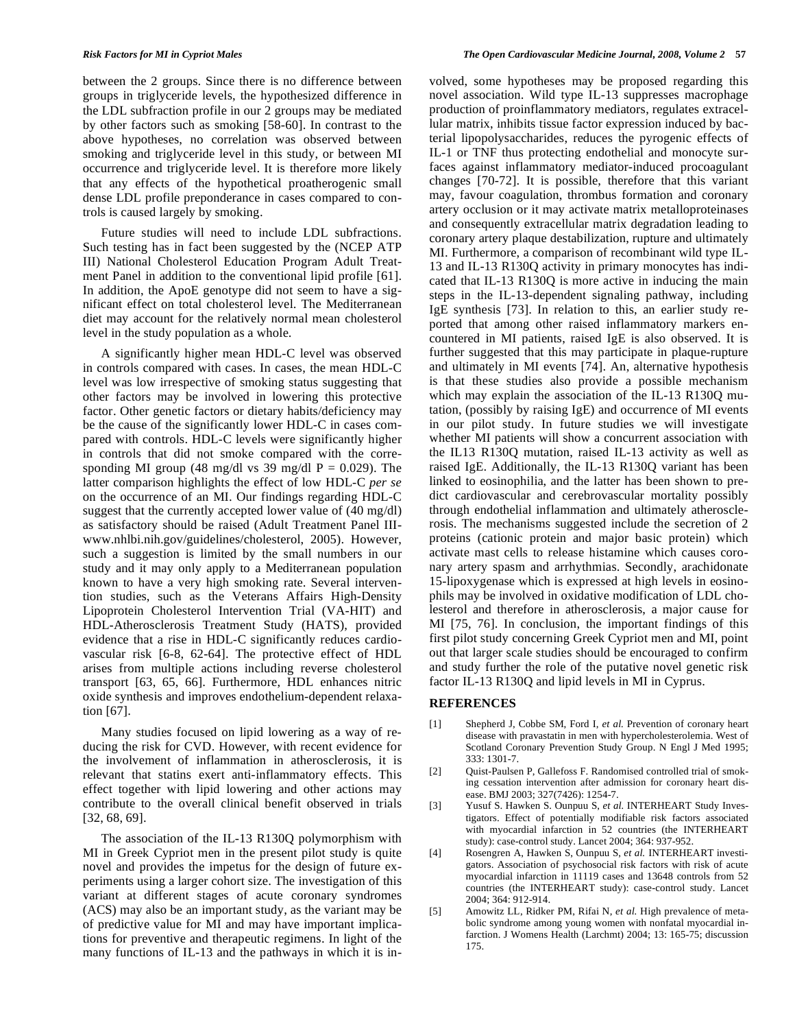between the 2 groups. Since there is no difference between groups in triglyceride levels, the hypothesized difference in the LDL subfraction profile in our 2 groups may be mediated by other factors such as smoking [58-60]. In contrast to the above hypotheses, no correlation was observed between smoking and triglyceride level in this study, or between MI occurrence and triglyceride level. It is therefore more likely that any effects of the hypothetical proatherogenic small dense LDL profile preponderance in cases compared to controls is caused largely by smoking.

Future studies will need to include LDL subfractions. Such testing has in fact been suggested by the (NCEP ATP III) National Cholesterol Education Program Adult Treatment Panel in addition to the conventional lipid profile [61]. In addition, the ApoE genotype did not seem to have a significant effect on total cholesterol level. The Mediterranean diet may account for the relatively normal mean cholesterol level in the study population as a whole.

A significantly higher mean HDL-C level was observed in controls compared with cases. In cases, the mean HDL-C level was low irrespective of smoking status suggesting that other factors may be involved in lowering this protective factor. Other genetic factors or dietary habits/deficiency may be the cause of the significantly lower HDL-C in cases compared with controls. HDL-C levels were significantly higher in controls that did not smoke compared with the corresponding MI group (48 mg/dl vs 39 mg/dl $P = 0.029$). The latter comparison highlights the effect of low HDL-C *per se* on the occurrence of an MI. Our findings regarding HDL-C suggest that the currently accepted lower value of (40 mg/dl) as satisfactory should be raised (Adult Treatment Panel III-www.nhlbi.nih.gov/guidelines/cholesterol, 2005). However, such a suggestion is limited by the small numbers in our study and it may only apply to a Mediterranean population known to have a very high smoking rate. Several intervention studies, such as the Veterans Affairs High-Density Lipoprotein Cholesterol Intervention Trial (VA-HIT) and HDL-Atherosclerosis Treatment Study (HATS), provided evidence that a rise in HDL-C significantly reduces cardiovascular risk [6-8, 62-64]. The protective effect of HDL arises from multiple actions including reverse cholesterol transport [63, 65, 66]. Furthermore, HDL enhances nitric oxide synthesis and improves endothelium-dependent relaxation [67].

Many studies focused on lipid lowering as a way of reducing the risk for CVD. However, with recent evidence for the involvement of inflammation in atherosclerosis, it is relevant that statins exert anti-inflammatory effects. This effect together with lipid lowering and other actions may contribute to the overall clinical benefit observed in trials [32, 68, 69].

The association of the IL-13 R130Q polymorphism with MI in Greek Cypriot men in the present pilot study is quite novel and provides the impetus for the design of future experiments using a larger cohort size. The investigation of this variant at different stages of acute coronary syndromes (ACS) may also be an important study, as the variant may be of predictive value for MI and may have important implications for preventive and therapeutic regimens. In light of the many functions of IL-13 and the pathways in which it is involved, some hypotheses may be proposed regarding this novel association. Wild type IL-13 suppresses macrophage production of proinflammatory mediators, regulates extracellular matrix, inhibits tissue factor expression induced by bacterial lipopolysaccharides, reduces the pyrogenic effects of IL-1 or TNF thus protecting endothelial and monocyte surfaces against inflammatory mediator-induced procoagulant changes [70-72]. It is possible, therefore that this variant may, favour coagulation, thrombus formation and coronary artery occlusion or it may activate matrix metalloproteinases and consequently extracellular matrix degradation leading to coronary artery plaque destabilization, rupture and ultimately MI. Furthermore, a comparison of recombinant wild type IL-13 and IL-13 R130Q activity in primary monocytes has indicated that IL-13 R130Q is more active in inducing the main steps in the IL-13-dependent signaling pathway, including IgE synthesis [73]. In relation to this, an earlier study reported that among other raised inflammatory markers encountered in MI patients, raised IgE is also observed. It is further suggested that this may participate in plaque-rupture and ultimately in MI events [74]. An, alternative hypothesis is that these studies also provide a possible mechanism which may explain the association of the IL-13 R130Q mutation, (possibly by raising IgE) and occurrence of MI events in our pilot study. In future studies we will investigate whether MI patients will show a concurrent association with the IL13 R130Q mutation, raised IL-13 activity as well as raised IgE. Additionally, the IL-13 R130Q variant has been linked to eosinophilia, and the latter has been shown to predict cardiovascular and cerebrovascular mortality possibly through endothelial inflammation and ultimately atherosclerosis. The mechanisms suggested include the secretion of 2 proteins (cationic protein and major basic protein) which activate mast cells to release histamine which causes coronary artery spasm and arrhythmias. Secondly, arachidonate 15-lipoxygenase which is expressed at high levels in eosinophils may be involved in oxidative modification of LDL cholesterol and therefore in atherosclerosis, a major cause for MI [75, 76]. In conclusion, the important findings of this first pilot study concerning Greek Cypriot men and MI, point out that larger scale studies should be encouraged to confirm and study further the role of the putative novel genetic risk factor IL-13 R130Q and lipid levels in MI in Cyprus.

## REFERENCES

[1] Shepherd J, Cobbe SM, Ford I, *et al.* Prevention of coronary heart disease with pravastatin in men with hypercholesterolemia. West of Scotland Coronary Prevention Study Group. N Engl J Med 1995; 333: 1301-7.

[2] Quist-Paulsen P, Gallefoss F. Randomised controlled trial of smoking cessation intervention after admission for coronary heart disease. BMJ 2003; 327(7426): 1254-7.

[3] Yusuf S. Hawken S. Ounpuu S, *et al.* INTERHEART Study Investigators. Effect of potentially modifiable risk factors associated with myocardial infarction in 52 countries (the INTERHEART study): case-control study. Lancet 2004; 364: 937-952.

[4] Rosengren A, Hawken S, Ounpuu S, *et al.* INTERHEART investigators. Association of psychosocial risk factors with risk of acute myocardial infarction in 11119 cases and 13648 controls from 52 countries (the INTERHEART study): case-control study. Lancet 2004; 364: 912-914.

[5] Amowitz LL, Ridker PM, Rifai N, *et al.* High prevalence of metabolic syndrome among young women with nonfatal myocardial infarction. J Womens Health (Larchmt) 2004; 13: 165-75; discussion 175.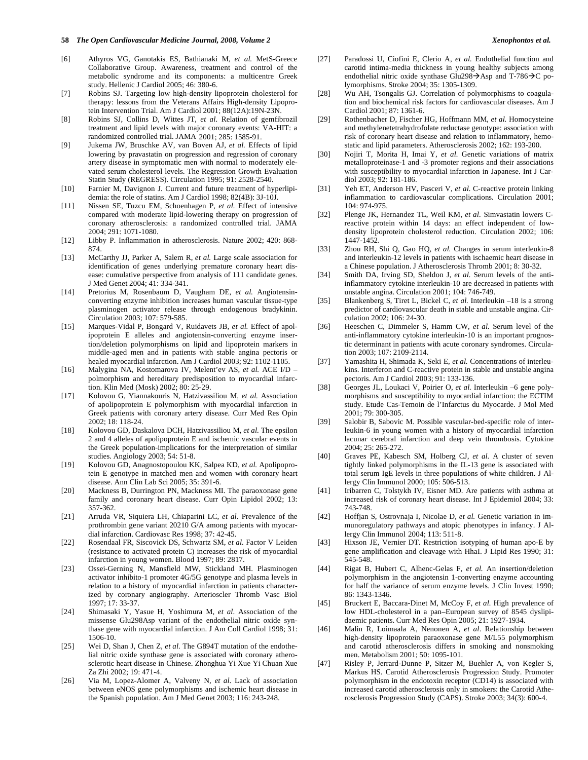[6] Athyros VG, Ganotakis ES, Bathianaki M, *et al.* MetS-Greece Collaborative Group. Awareness, treatment and control of the metabolic syndrome and its components: a multicentre Greek study. Hellenic J Cardiol 2005; 46: 380-6.

[7] Robins SJ. Targeting low high-density lipoprotein cholesterol for therapy: lessons from the Veterans Affairs High-density Lipoprotein Intervention Trial. Am J Cardiol 2001; 88(12A):19N-23N.

[8] Robins SJ, Collins D, Wittes JT, *et al.* Relation of gemfibrozil treatment and lipid levels with major coronary events: VA-HIT: a randomized controlled trial. JAMA 2001; 285: 1585-91.

[9] Jukema JW, Bruschke AV, van Boven AJ, *et al.* Effects of lipid lowering by pravastatin on progression and regression of coronary artery disease in symptomatic men with normal to moderately elevated serum cholesterol levels. The Regression Growth Evaluation Statin Study (REGRESS). Circulation 1995; 91: 2528-2540.

[10] Farnier M, Davignon J. Current and future treatment of hyperlipidemia: the role of statins. Am J Cardiol 1998; 82(4B): 3J-10J.

[11] Nissen SE, Tuzcu EM, Schoenhagen P, *et al.* Effect of intensive compared with moderate lipid-lowering therapy on progression of coronary atherosclerosis: a randomized controlled trial. JAMA 2004; 291: 1071-1080.

[12] Libby P. Inflammation in atherosclerosis. Nature 2002; 420: 868-874.

[13] McCarthy JJ, Parker A, Salem R, *et al.* Large scale association for identification of genes underlying premature coronary heart disease: cumulative perspective from analysis of 111 candidate genes. J Med Genet 2004; 41: 334-341.

[14] Pretorius M, Rosenbaum D, Vaugham DE, *et al.* Angiotensin-converting enzyme inhibition increases human vascular tissue-type plasminogen activator release through endogenous bradykinin. Circulation 2003; 107: 579-585.

[15] Marques-Vidal P, Bongard V, Ruidavets JB, *et al.* Effect of apolipoprotein E alleles and angiotensin-converting enzyme insertion/deletion polymorphisms on lipid and lipoprotein markers in middle-aged men and in patients with stable angina pectoris or healed myocardial infarction. Am J Cardiol 2003; 92: 1102-1105.

[16] Malygina NA, Kostomarova IV, Melent'ev AS, *et al.* ACE I/D – polmorphism and hereditary predisposition to myocardial infarction. Klin Med (Mosk) 2002; 80: 25-29.

[17] Kolovou G, Yiannakouris N, Hatzivassiliou M, *et al.* Association of apolipoprotein E polymorphism with myocardial infarction in Greek patients with coronary artery disease. Curr Med Res Opin 2002; 18: 118-24.

[18] Kolovou GD, Daskalova DCH, Hatzivassiliou M, *et al.* The epsilon 2 and 4 alleles of apolipoprotein E and ischemic vascular events in the Greek population-implications for the interpretation of similar studies. Angiology 2003; 54: 51-8.

[19] Kolovou GD, Anagnostopoulou KK, Salpea KD, *et al.* Apolipoprotein E genotype in matched men and women with coronary heart disease. Ann Clin Lab Sci 2005; 35: 391-6.

[20] Mackness B, Durrington PN, Mackness MI. The paraoxonase gene family and coronary heart disease. Curr Opin Lipidol 2002; 13: 357-362.

[21] Arruda VR, Siquiera LH, Chiaparini LC, *et al*. Prevalence of the prothrombin gene variant 20210 G/A among patients with myocardial infarction. Cardiovasc Res 1998; 37: 42-45.

[22] Rosendaal FR, Siscovick DS, Schwartz SM, *et al.* Factor V Leiden (resistance to activated protein C) increases the risk of myocardial infarction in young women. Blood 1997; 89: 2817.

[23] Ossei-Gerning N, Mansfield MW, Stickland MH. Plasminogen activator inhibito-1 promoter 4G/5G genotype and plasma levels in relation to a history of myocardial infarction in patients characterized by coronary angiography. Arterioscler Thromb Vasc Biol 1997; 17: 33-37.

[24] Shimasaki Y, Yasue H, Yoshimura M, *et al*. Association of the missense Glu298Asp variant of the endothelial nitric oxide synthase gene with myocardial infarction. J Am Coll Cardiol 1998; 31: 1506-10.

[25] Wei D, Shan J, Chen Z, *et al.* The G894T mutation of the endothelial nitric oxide synthase gene is associated with coronary atherosclerotic heart disease in Chinese. Zhonghua Yi Xue Yi Chuan Xue Za Zhi 2002; 19: 471-4.

[26] Via M, Lopez-Alomer A, Valveny N, *et al.* Lack of association between eNOS gene polymorphisms and ischemic heart disease in the Spanish population. Am J Med Genet 2003; 116: 243-248.

[27] Paradossi U, Ciofini E, Clerio A, *et al.* Endothelial function and carotid intima-media thickness in young healthy subjects among endothelial nitric oxide synthase Glu298→Asp and T-786→C polymorphisms. Stroke 2004; 35: 1305-1309.

[28] Wu AH, Tsongalis GJ. Correlation of polymorphisms to coagulation and biochemical risk factors for cardiovascular diseases. Am J Cardiol 2001; 87: 1361-6.

[29] Rothenbacher D, Fischer HG, Hoffmann MM, *et al.* Homocysteine and methylenetetrahydrofolate reductase genotype: association with risk of coronary heart disease and relation to inflammatory, hemostatic and lipid parameters. Atherosclerosis 2002; 162: 193-200.

[30] Nojiri T, Morita H, Imai Y, *et al.* Genetic variations of matrix metalloproteinase-1 and -3 promoter regions and their associations with susceptibility to myocardial infarction in Japanese. Int J Cardiol 2003; 92: 181-186.

[31] Yeh ET, Anderson HV, Pasceri V, *et al.* C-reactive protein linking inflammation to cardiovascular complications. Circulation 2001; 104: 974-975.

[32] Plenge JK, Hernandez TL, Weil KM, *et al.* Simvastatin lowers C-reactive protein within 14 days: an effect independent of low-density lipoprotein cholesterol reduction. Circulation 2002; 106: 1447-1452.

[33] Zhou RH, Shi Q, Gao HQ, *et al.* Changes in serum interleukin-8 and interleukin-12 levels in patients with ischaemic heart disease in a Chinese population. J Atherosclerosis Thromb 2001; 8: 30-32.

[34] Smith DA, Irving SD, Sheldon J, *et al.* Serum levels of the anti-inflammatory cytokine interleukin-10 are decreased in patients with unstable angina. Circulation 2001; 104: 746-749.

[35] Blankenberg S, Tiret L, Bickel C, *et al.* Interleukin –18 is a strong predictor of cardiovascular death in stable and unstable angina. Circulation 2002; 106: 24-30.

[36] Heeschen C, Dimmeler S, Hamm CW, *et al.* Serum level of the anti-inflammatory cytokine interleukin-10 is an important prognostic determinant in patients with acute coronary syndromes. Circulation 2003; 107: 2109-2114.

[37] Yamashita H, Shimada K, Seki E, *et al.* Concentrations of interleukins. Interferon and C-reactive protein in stable and unstable angina pectoris. Am J Cardiol 2003; 91: 133-136.

[38] Georges JL, Loukaci V, Poirier O, *et al.* Interleukin –6 gene polymorphisms and susceptibility to myocardial infarction: the ECTIM study. Etude Cas-Temoin de l'Infarctus du Myocarde. J Mol Med 2001; 79: 300-305.

[39] Salobir B, Sabovic M. Possible vascular-bed-specific role of interleukin-6 in young women with a history of myocardial infarction lacunar cerebral infarction and deep vein thrombosis. Cytokine 2004; 25: 265-272.

[40] Graves PE, Kabesch SM, Holberg CJ, *et al.* A cluster of seven tightly linked polymorphisms in the IL-13 gene is associated with total serum IgE levels in three populations of white children. J Allergy Clin Immunol 2000; 105: 506-513.

[41] Iribarren C, Tolstykh IV, Eisner MD. Are patients with asthma at increased risk of coronary heart disease. Int J Epidemiol 2004; 33: 743-748.

[42] Hoffjan S, Ostrovnaja I, Nicolae D, *et al.* Genetic variation in immunoregulatory pathways and atopic phenotypes in infancy. J Allergy Clin Immunol 2004; 113: 511-8.

[43] Hixson JE, Vernier DT. Restriction isotyping of human apo-E by gene amplification and cleavage with HhaI. J Lipid Res 1990; 31: 545-548.

[44] Rigat B, Hubert C, Alhenc-Gelas F, *et al.* An insertion/deletion polymorphism in the angiotensin 1-converting enzyme accounting for half the variance of serum enzyme levels. J Clin Invest 1990; 86: 1343-1346.

[45] Bruckert E, Baccara-Dinet M, McCoy F, *et al.* High prevalence of low HDL-cholesterol in a pan–European survey of 8545 dyslipidaemic patients. Curr Med Res Opin 2005; 21: 1927-1934.

[46] Malin R, Loimaala A, Nenonen A, *et al*. Relationship between high-density lipoprotein paraoxonase gene M/L55 polymorphism and carotid atherosclerosis differs in smoking and nonsmoking men. Metabolism 2001; 50: 1095-101.

[47] Risley P, Jerrard-Dunne P, Sitzer M, Buehler A, von Kegler S, Markus HS. Carotid Atherosclerosis Progression Study. Promoter polymorphism in the endotoxin receptor (CD14) is associated with increased carotid atherosclerosis only in smokers: the Carotid Atherosclerosis Progression Study (CAPS). Stroke 2003; 34(3): 600-4.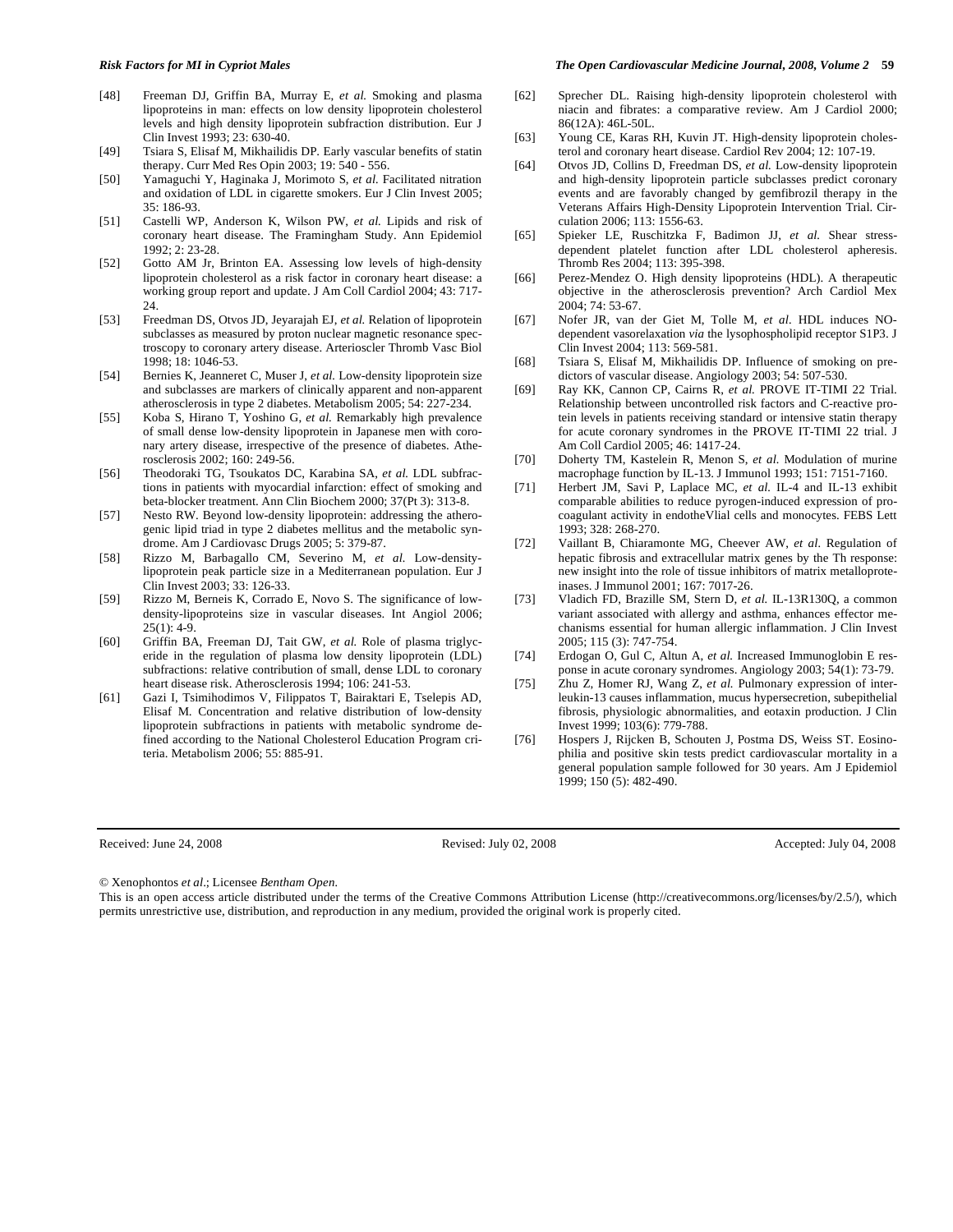[48] Freeman DJ, Griffin BA, Murray E, *et al.* Smoking and plasma lipoproteins in man: effects on low density lipoprotein cholesterol levels and high density lipoprotein subfraction distribution. Eur J Clin Invest 1993; 23: 630-40.

[49] Tsiara S, Elisaf M, Mikhailidis DP. Early vascular benefits of statin therapy. Curr Med Res Opin 2003; 19: 540 - 556.

[50] Yamaguchi Y, Haginaka J, Morimoto S, *et al.* Facilitated nitration and oxidation of LDL in cigarette smokers. Eur J Clin Invest 2005; 35: 186-93.

[51] Castelli WP, Anderson K, Wilson PW, *et al.* Lipids and risk of coronary heart disease. The Framingham Study. Ann Epidemiol 1992; 2: 23-28.

[52] Gotto AM Jr, Brinton EA. Assessing low levels of high-density lipoprotein cholesterol as a risk factor in coronary heart disease: a working group report and update. J Am Coll Cardiol 2004; 43: 717-24.

[53] Freedman DS, Otvos JD, Jeyarajah EJ, *et al.* Relation of lipoprotein subclasses as measured by proton nuclear magnetic resonance spectroscopy to coronary artery disease. Arterioscler Thromb Vasc Biol 1998; 18: 1046-53.

[54] Bernies K, Jeanneret C, Muser J, *et al.* Low-density lipoprotein size and subclasses are markers of clinically apparent and non-apparent atherosclerosis in type 2 diabetes. Metabolism 2005; 54: 227-234.

[55] Koba S, Hirano T, Yoshino G, *et al.* Remarkably high prevalence of small dense low-density lipoprotein in Japanese men with coronary artery disease, irrespective of the presence of diabetes. Atherosclerosis 2002; 160: 249-56.

[56] Theodoraki TG, Tsoukatos DC, Karabina SA, *et al.* LDL subfractions in patients with myocardial infarction: effect of smoking and beta-blocker treatment. Ann Clin Biochem 2000; 37(Pt 3): 313-8.

[57] Nesto RW. Beyond low-density lipoprotein: addressing the atherogenic lipid triad in type 2 diabetes mellitus and the metabolic syndrome. Am J Cardiovasc Drugs 2005; 5: 379-87.

[58] Rizzo M, Barbagallo CM, Severino M, *et al.* Low-density-lipoprotein peak particle size in a Mediterranean population. Eur J Clin Invest 2003; 33: 126-33.

[59] Rizzo M, Berneis K, Corrado E, Novo S. The significance of low-density-lipoproteins size in vascular diseases. Int Angiol 2006; 25(1): 4-9.

[60] Griffin BA, Freeman DJ, Tait GW, *et al.* Role of plasma triglyceride in the regulation of plasma low density lipoprotein (LDL) subfractions: relative contribution of small, dense LDL to coronary heart disease risk. Atherosclerosis 1994; 106: 241-53.

[61] Gazi I, Tsimihodimos V, Filippatos T, Bairaktari E, Tselepis AD, Elisaf M. Concentration and relative distribution of low-density lipoprotein subfractions in patients with metabolic syndrome defined according to the National Cholesterol Education Program criteria. Metabolism 2006; 55: 885-91.

[62] Sprecher DL. Raising high-density lipoprotein cholesterol with niacin and fibrates: a comparative review. Am J Cardiol 2000; 86(12A): 46L-50L.

[63] Young CE, Karas RH, Kuvin JT. High-density lipoprotein cholesterol and coronary heart disease. Cardiol Rev 2004; 12: 107-19.

[64] Otvos JD, Collins D, Freedman DS, *et al.* Low-density lipoprotein and high-density lipoprotein particle subclasses predict coronary events and are favorably changed by gemfibrozil therapy in the Veterans Affairs High-Density Lipoprotein Intervention Trial. Circulation 2006; 113: 1556-63.

[65] Spieker LE, Ruschitzka F, Badimon JJ, *et al.* Shear stress-dependent platelet function after LDL cholesterol apheresis. Thromb Res 2004; 113: 395-398.

[66] Perez-Mendez O. High density lipoproteins (HDL). A therapeutic objective in the atherosclerosis prevention? Arch Cardiol Mex 2004; 74: 53-67.

[67] Nofer JR, van der Giet M, Tolle M, *et al.* HDL induces NO-dependent vasorelaxation *via* the lysophospholipid receptor S1P3. J Clin Invest 2004; 113: 569-581.

[68] Tsiara S, Elisaf M, Mikhailidis DP. Influence of smoking on predictors of vascular disease. Angiology 2003; 54: 507-530.

[69] Ray KK, Cannon CP, Cairns R, *et al.* PROVE IT-TIMI 22 Trial. Relationship between uncontrolled risk factors and C-reactive protein levels in patients receiving standard or intensive statin therapy for acute coronary syndromes in the PROVE IT-TIMI 22 trial. J Am Coll Cardiol 2005; 46: 1417-24.

[70] Doherty TM, Kastelein R, Menon S, *et al.* Modulation of murine macrophage function by IL-13. J Immunol 1993; 151: 7151-7160.

[71] Herbert JM, Savi P, Laplace MC, *et al.* IL-4 and IL-13 exhibit comparable abilities to reduce pyrogen-induced expression of procoagulant activity in endotheVlial cells and monocytes. FEBS Lett 1993; 328: 268-270.

[72] Vaillant B, Chiaramonte MG, Cheever AW, *et al.* Regulation of hepatic fibrosis and extracellular matrix genes by the Th response: new insight into the role of tissue inhibitors of matrix metalloproteinases. J Immunol 2001; 167: 7017-26.

[73] Vladich FD, Brazille SM, Stern D, *et al.* IL-13R130Q, a common variant associated with allergy and asthma, enhances effector mechanisms essential for human allergic inflammation. J Clin Invest 2005; 115 (3): 747-754.

[74] Erdogan O, Gul C, Altun A, *et al.* Increased Immunoglobin E response in acute coronary syndromes. Angiology 2003; 54(1): 73-79.

[75] Zhu Z, Homer RJ, Wang Z, *et al.* Pulmonary expression of interleukin-13 causes inflammation, mucus hypersecretion, subepithelial fibrosis, physiologic abnormalities, and eotaxin production. J Clin Invest 1999; 103(6): 779-788.

[76] Hospers J, Rijcken B, Schouten J, Postma DS, Weiss ST. Eosinophilia and positive skin tests predict cardiovascular mortality in a general population sample followed for 30 years. Am J Epidemiol 1999; 150 (5): 482-490.

Received: June 24, 2008 Revised: July 02, 2008 Accepted: July 04, 2008

© Xenophontos *et al*.; Licensee *Bentham Open*.

This is an open access article distributed under the terms of the Creative Commons Attribution License (http://creativecommons.org/licenses/by/2.5/), which permits unrestrictive use, distribution, and reproduction in any medium, provided the original work is properly cited.